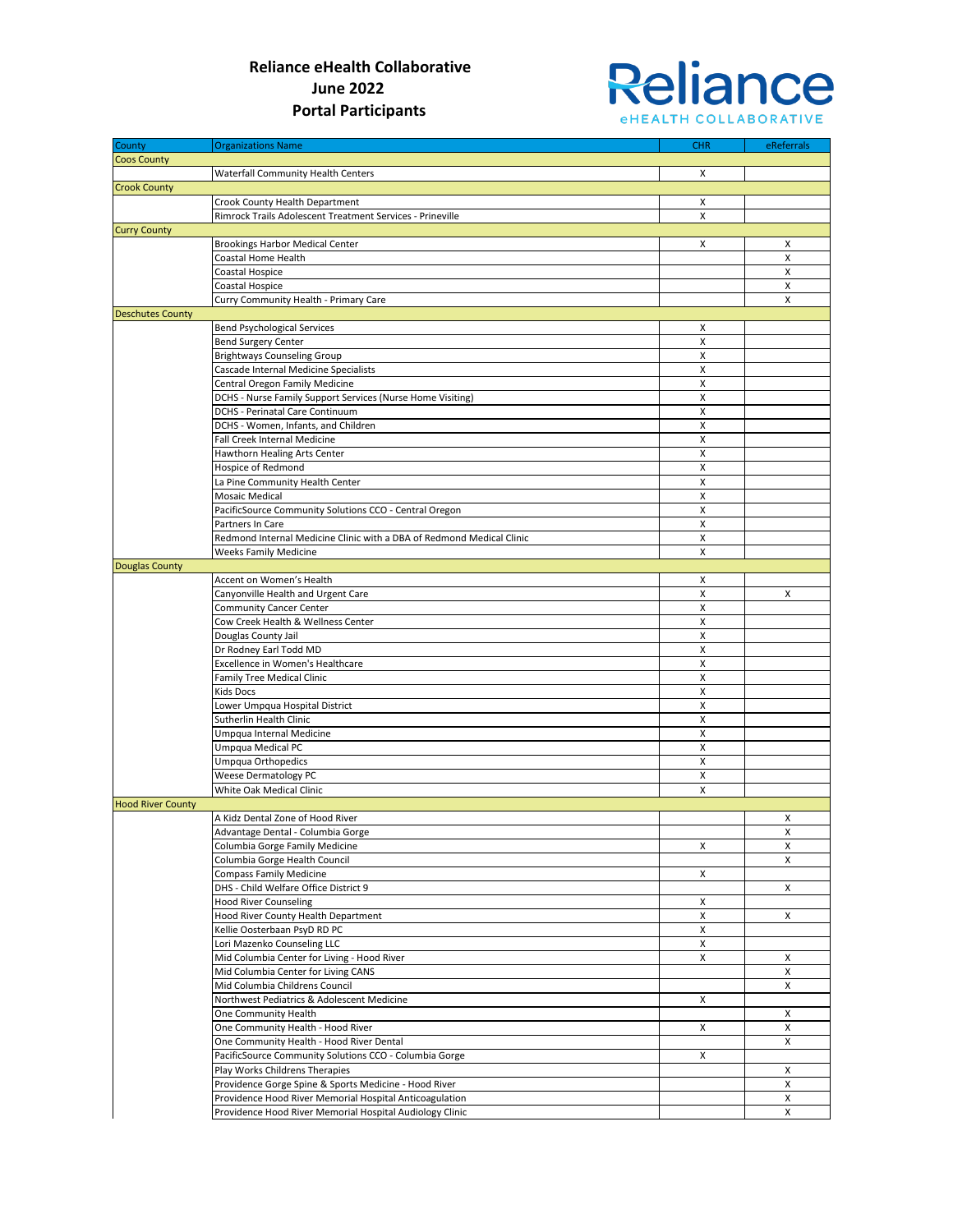# Reliance eHealth Collaborative
## June 2022
## Portal Participants

Reliance eHEALTH COLLABORATIVE

| County | Organizations Name | CHR | eReferrals |
|---|---|---|---|
| Coos County | | | |
| | Waterfall Community Health Centers | X | |
| Crook County | | | |
| | Crook County Health Department | X | |
| | Rimrock Trails Adolescent Treatment Services - Prineville | X | |
| Curry County | | | |
| | Brookings Harbor Medical Center | X | X |
| | Coastal Home Health | | X |
| | Coastal Hospice | | X |
| | Coastal Hospice | | X |
| | Curry Community Health - Primary Care | | X |
| Deschutes County | | | |
| | Bend Psychological Services | X | |
| | Bend Surgery Center | X | |
| | Brightways Counseling Group | X | |
| | Cascade Internal Medicine Specialists | X | |
| | Central Oregon Family Medicine | X | |
| | DCHS - Nurse Family Support Services (Nurse Home Visiting) | X | |
| | DCHS - Perinatal Care Continuum | X | |
| | DCHS - Women, Infants, and Children | X | |
| | Fall Creek Internal Medicine | X | |
| | Hawthorn Healing Arts Center | X | |
| | Hospice of Redmond | X | |
| | La Pine Community Health Center | X | |
| | Mosaic Medical | X | |
| | PacificSource Community Solutions CCO - Central Oregon | X | |
| | Partners In Care | X | |
| | Redmond Internal Medicine Clinic with a DBA of Redmond Medical Clinic | X | |
| | Weeks Family Medicine | X | |
| Douglas County | | | |
| | Accent on Women's Health | X | |
| | Canyonville Health and Urgent Care | X | X |
| | Community Cancer Center | X | |
| | Cow Creek Health & Wellness Center | X | |
| | Douglas County Jail | X | |
| | Dr Rodney Earl Todd MD | X | |
| | Excellence in Women's Healthcare | X | |
| | Family Tree Medical Clinic | X | |
| | Kids Docs | X | |
| | Lower Umpqua Hospital District | X | |
| | Sutherlin Health Clinic | X | |
| | Umpqua Internal Medicine | X | |
| | Umpqua Medical PC | X | |
| | Umpqua Orthopedics | X | |
| | Weese Dermatology PC | X | |
| | White Oak Medical Clinic | X | |
| Hood River County | | | |
| | A Kidz Dental Zone of Hood River | | X |
| | Advantage Dental - Columbia Gorge | | X |
| | Columbia Gorge Family Medicine | X | X |
| | Columbia Gorge Health Council | | X |
| | Compass Family Medicine | X | |
| | DHS - Child Welfare Office District 9 | | X |
| | Hood River Counseling | X | |
| | Hood River County Health Department | X | X |
| | Kellie Oosterbaan PsyD RD PC | X | |
| | Lori Mazenko Counseling LLC | X | |
| | Mid Columbia Center for Living - Hood River | X | X |
| | Mid Columbia Center for Living CANS | | X |
| | Mid Columbia Childrens Council | | X |
| | Northwest Pediatrics & Adolescent Medicine | X | |
| | One Community Health | | X |
| | One Community Health - Hood River | X | X |
| | One Community Health - Hood River Dental | | X |
| | PacificSource Community Solutions CCO - Columbia Gorge | X | |
| | Play Works Childrens Therapies | | X |
| | Providence Gorge Spine & Sports Medicine - Hood River | | X |
| | Providence Hood River Memorial Hospital Anticoagulation | | X |
| | Providence Hood River Memorial Hospital Audiology Clinic | | X |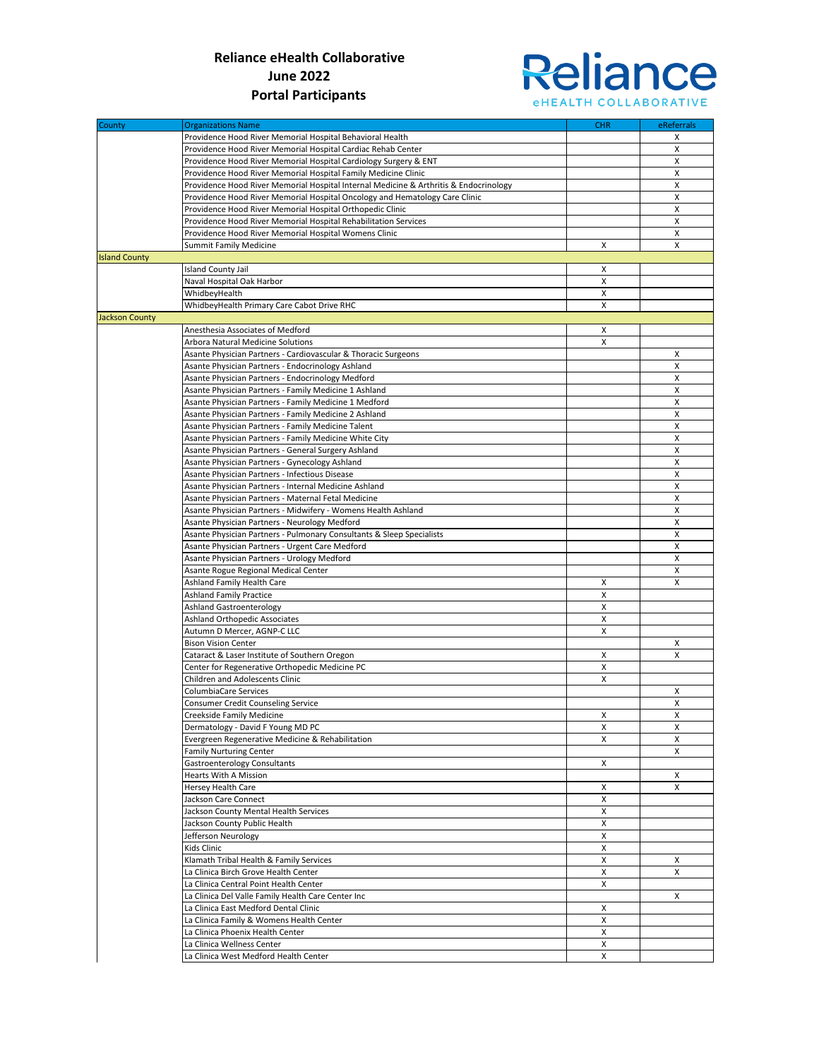# Reliance eHealth Collaborative
# June 2022
# Portal Participants

| County | Organizations Name | CHR | eReferrals |
|---|---|---|---|
| | Providence Hood River Memorial Hospital Behavioral Health | | X |
| | Providence Hood River Memorial Hospital Cardiac Rehab Center | | X |
| | Providence Hood River Memorial Hospital Cardiology Surgery & ENT | | X |
| | Providence Hood River Memorial Hospital Family Medicine Clinic | | X |
| | Providence Hood River Memorial Hospital Internal Medicine & Arthritis & Endocrinology | | X |
| | Providence Hood River Memorial Hospital Oncology and Hematology Care Clinic | | X |
| | Providence Hood River Memorial Hospital Orthopedic Clinic | | X |
| | Providence Hood River Memorial Hospital Rehabilitation Services | | X |
| | Providence Hood River Memorial Hospital Womens Clinic | | X |
| | Summit Family Medicine | X | X |
| Island County | | | |
| | Island County Jail | X | |
| | Naval Hospital Oak Harbor | X | |
| | WhidbeyHealth | X | |
| | WhidbeyHealth Primary Care Cabot Drive RHC | X | |
| Jackson County | | | |
| | Anesthesia Associates of Medford | X | |
| | Arbora Natural Medicine Solutions | X | |
| | Asante Physician Partners - Cardiovascular & Thoracic Surgeons | | X |
| | Asante Physician Partners - Endocrinology Ashland | | X |
| | Asante Physician Partners - Endocrinology Medford | | X |
| | Asante Physician Partners - Family Medicine 1 Ashland | | X |
| | Asante Physician Partners - Family Medicine 1 Medford | | X |
| | Asante Physician Partners - Family Medicine 2 Ashland | | X |
| | Asante Physician Partners - Family Medicine Talent | | X |
| | Asante Physician Partners - Family Medicine White City | | X |
| | Asante Physician Partners - General Surgery Ashland | | X |
| | Asante Physician Partners - Gynecology Ashland | | X |
| | Asante Physician Partners - Infectious Disease | | X |
| | Asante Physician Partners - Internal Medicine Ashland | | X |
| | Asante Physician Partners - Maternal Fetal Medicine | | X |
| | Asante Physician Partners - Midwifery - Womens Health Ashland | | X |
| | Asante Physician Partners - Neurology Medford | | X |
| | Asante Physician Partners - Pulmonary Consultants & Sleep Specialists | | X |
| | Asante Physician Partners - Urgent Care Medford | | X |
| | Asante Physician Partners - Urology Medford | | X |
| | Asante Rogue Regional Medical Center | | X |
| | Ashland Family Health Care | X | X |
| | Ashland Family Practice | X | |
| | Ashland Gastroenterology | X | |
| | Ashland Orthopedic Associates | X | |
| | Autumn D Mercer, AGNP-C LLC | X | |
| | Bison Vision Center | | X |
| | Cataract & Laser Institute of Southern Oregon | X | X |
| | Center for Regenerative Orthopedic Medicine PC | X | |
| | Children and Adolescents Clinic | X | |
| | ColumbiaCare Services | | X |
| | Consumer Credit Counseling Service | | X |
| | Creekside Family Medicine | X | X |
| | Dermatology - David F Young MD PC | X | X |
| | Evergreen Regenerative Medicine & Rehabilitation | X | X |
| | Family Nurturing Center | | X |
| | Gastroenterology Consultants | X | |
| | Hearts With A Mission | | X |
| | Hersey Health Care | X | X |
| | Jackson Care Connect | X | |
| | Jackson County Mental Health Services | X | |
| | Jackson County Public Health | X | |
| | Jefferson Neurology | X | |
| | Kids Clinic | X | |
| | Klamath Tribal Health & Family Services | X | X |
| | La Clinica Birch Grove Health Center | X | X |
| | La Clinica Central Point Health Center | X | |
| | La Clinica Del Valle Family Health Care Center Inc | | X |
| | La Clinica East Medford Dental Clinic | X | |
| | La Clinica Family & Womens Health Center | X | |
| | La Clinica Phoenix Health Center | X | |
| | La Clinica Wellness Center | X | |
| | La Clinica West Medford Health Center | X | |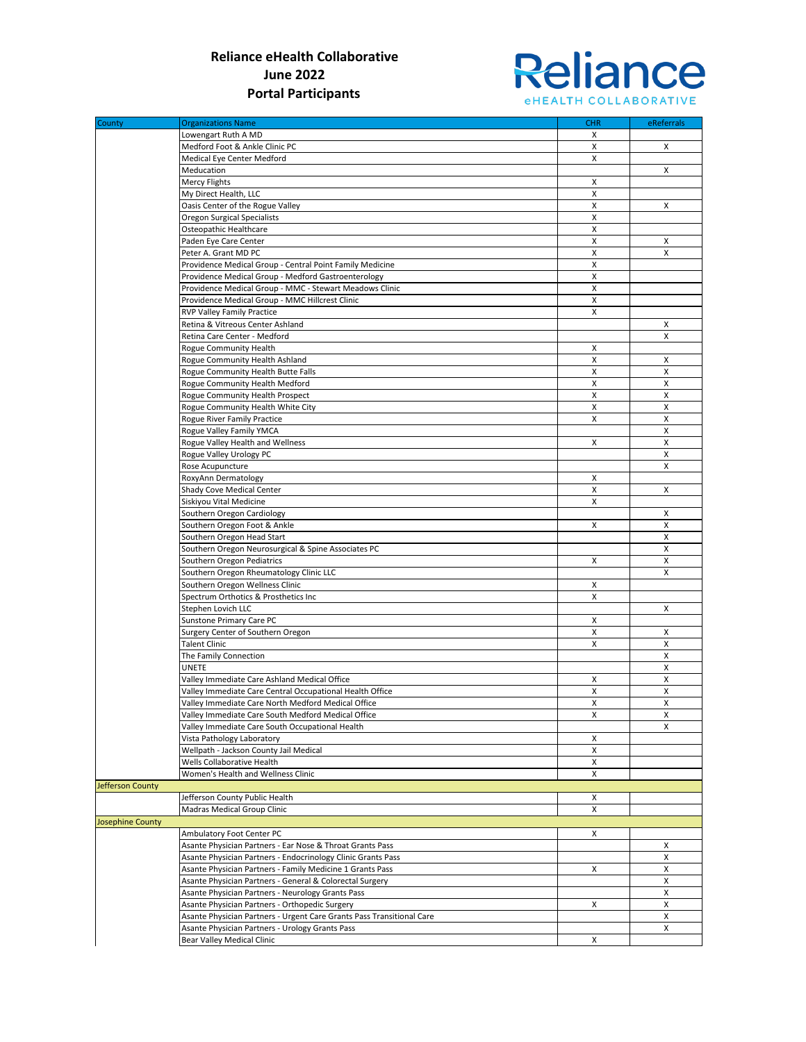**Reliance eHealth Collaborative**
**June 2022**
**Portal Participants**

| County | Organizations Name | CHR | eReferrals |
|---|---|---|---|
| | Lowengart Ruth A MD | X | |
| | Medford Foot & Ankle Clinic PC | X | X |
| | Medical Eye Center Medford | X | |
| | Meducation | | X |
| | Mercy Flights | X | |
| | My Direct Health, LLC | X | |
| | Oasis Center of the Rogue Valley | X | X |
| | Oregon Surgical Specialists | X | |
| | Osteopathic Healthcare | X | |
| | Paden Eye Care Center | X | X |
| | Peter A. Grant MD PC | X | X |
| | Providence Medical Group - Central Point Family Medicine | X | |
| | Providence Medical Group - Medford Gastroenterology | X | |
| | Providence Medical Group - MMC - Stewart Meadows Clinic | X | |
| | Providence Medical Group - MMC Hillcrest Clinic | X | |
| | RVP Valley Family Practice | X | |
| | Retina & Vitreous Center Ashland | | X |
| | Retina Care Center - Medford | | X |
| | Rogue Community Health | X | |
| | Rogue Community Health Ashland | X | X |
| | Rogue Community Health Butte Falls | X | X |
| | Rogue Community Health Medford | X | X |
| | Rogue Community Health Prospect | X | X |
| | Rogue Community Health White City | X | X |
| | Rogue River Family Practice | X | X |
| | Rogue Valley Family YMCA | | X |
| | Rogue Valley Health and Wellness | X | X |
| | Rogue Valley Urology PC | | X |
| | Rose Acupuncture | | X |
| | RoxyAnn Dermatology | X | |
| | Shady Cove Medical Center | X | X |
| | Siskiyou Vital Medicine | X | |
| | Southern Oregon Cardiology | | X |
| | Southern Oregon Foot & Ankle | X | X |
| | Southern Oregon Head Start | | X |
| | Southern Oregon Neurosurgical & Spine Associates PC | | X |
| | Southern Oregon Pediatrics | X | X |
| | Southern Oregon Rheumatology Clinic LLC | | X |
| | Southern Oregon Wellness Clinic | X | |
| | Spectrum Orthotics & Prosthetics Inc | X | |
| | Stephen Lovich LLC | | X |
| | Sunstone Primary Care PC | X | |
| | Surgery Center of Southern Oregon | X | X |
| | Talent Clinic | X | X |
| | The Family Connection | | X |
| | UNETE | | X |
| | Valley Immediate Care Ashland Medical Office | X | X |
| | Valley Immediate Care Central Occupational Health Office | X | X |
| | Valley Immediate Care North Medford Medical Office | X | X |
| | Valley Immediate Care South Medford Medical Office | X | X |
| | Valley Immediate Care South Occupational Health | | X |
| | Vista Pathology Laboratory | X | |
| | Wellpath - Jackson County Jail Medical | X | |
| | Wells Collaborative Health | X | |
| | Women's Health and Wellness Clinic | X | |
| Jefferson County | | | |
| | Jefferson County Public Health | X | |
| | Madras Medical Group Clinic | X | |
| Josephine County | | | |
| | Ambulatory Foot Center PC | X | |
| | Asante Physician Partners - Ear Nose & Throat Grants Pass | | X |
| | Asante Physician Partners - Endocrinology Clinic Grants Pass | | X |
| | Asante Physician Partners - Family Medicine 1 Grants Pass | X | X |
| | Asante Physician Partners - General & Colorectal Surgery | | X |
| | Asante Physician Partners - Neurology Grants Pass | | X |
| | Asante Physician Partners - Orthopedic Surgery | X | X |
| | Asante Physician Partners - Urgent Care Grants Pass Transitional Care | | X |
| | Asante Physician Partners - Urology Grants Pass | | X |
| | Bear Valley Medical Clinic | X | |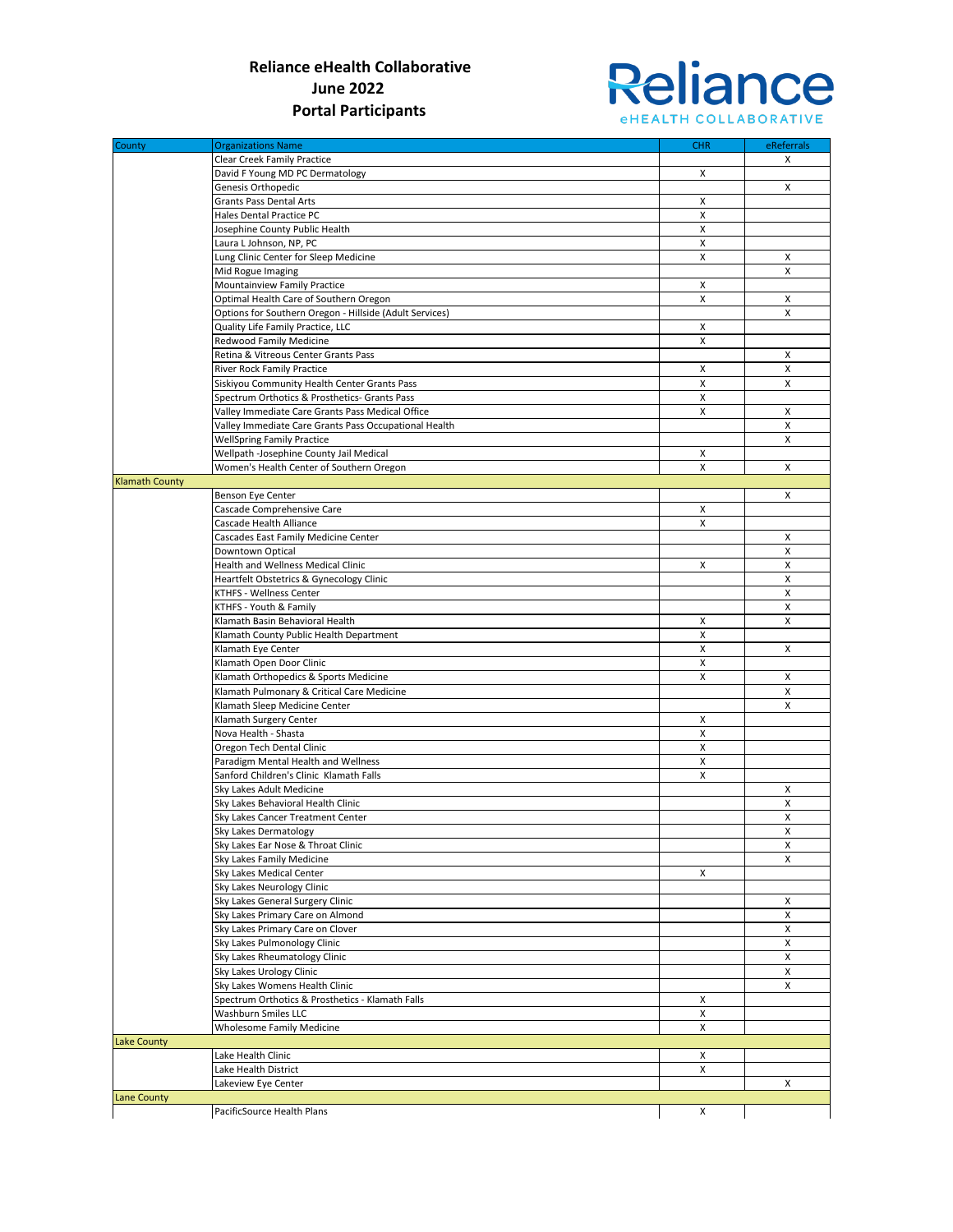# Reliance eHealth Collaborative
## June 2022
## Portal Participants

| County | Organizations Name | CHR | eReferrals |
|---|---|---|---|
| | Clear Creek Family Practice | | X |
| | David F Young MD PC Dermatology | X | |
| | Genesis Orthopedic | | X |
| | Grants Pass Dental Arts | X | |
| | Hales Dental Practice PC | X | |
| | Josephine County Public Health | X | |
| | Laura L Johnson, NP, PC | X | |
| | Lung Clinic Center for Sleep Medicine | X | X |
| | Mid Rogue Imaging | | X |
| | Mountainview Family Practice | X | |
| | Optimal Health Care of Southern Oregon | X | X |
| | Options for Southern Oregon - Hillside (Adult Services) | | X |
| | Quality Life Family Practice, LLC | X | |
| | Redwood Family Medicine | X | |
| | Retina & Vitreous Center Grants Pass | | X |
| | River Rock Family Practice | X | X |
| | Siskiyou Community Health Center Grants Pass | X | X |
| | Spectrum Orthotics & Prosthetics- Grants Pass | X | |
| | Valley Immediate Care Grants Pass Medical Office | X | X |
| | Valley Immediate Care Grants Pass Occupational Health | | X |
| | WellSpring Family Practice | | X |
| | Wellpath -Josephine County Jail Medical | X | |
| | Women's Health Center of Southern Oregon | X | X |
| Klamath County | | | |
| | Benson Eye Center | | X |
| | Cascade Comprehensive Care | X | |
| | Cascade Health Alliance | X | |
| | Cascades East Family Medicine Center | | X |
| | Downtown Optical | | X |
| | Health and Wellness Medical Clinic | X | X |
| | Heartfelt Obstetrics & Gynecology Clinic | | X |
| | KTHFS - Wellness Center | | X |
| | KTHFS - Youth & Family | | X |
| | Klamath Basin Behavioral Health | X | X |
| | Klamath County Public Health Department | X | |
| | Klamath Eye Center | X | X |
| | Klamath Open Door Clinic | X | |
| | Klamath Orthopedics & Sports Medicine | X | X |
| | Klamath Pulmonary & Critical Care Medicine | | X |
| | Klamath Sleep Medicine Center | | X |
| | Klamath Surgery Center | X | |
| | Nova Health - Shasta | X | |
| | Oregon Tech Dental Clinic | X | |
| | Paradigm Mental Health and Wellness | X | |
| | Sanford Children's Clinic Klamath Falls | X | |
| | Sky Lakes Adult Medicine | | X |
| | Sky Lakes Behavioral Health Clinic | | X |
| | Sky Lakes Cancer Treatment Center | | X |
| | Sky Lakes Dermatology | | X |
| | Sky Lakes Ear Nose & Throat Clinic | | X |
| | Sky Lakes Family Medicine | | X |
| | Sky Lakes Medical Center | X | |
| | Sky Lakes Neurology Clinic | | |
| | Sky Lakes General Surgery Clinic | | X |
| | Sky Lakes Primary Care on Almond | | X |
| | Sky Lakes Primary Care on Clover | | X |
| | Sky Lakes Pulmonology Clinic | | X |
| | Sky Lakes Rheumatology Clinic | | X |
| | Sky Lakes Urology Clinic | | X |
| | Sky Lakes Womens Health Clinic | | X |
| | Spectrum Orthotics & Prosthetics - Klamath Falls | X | |
| | Washburn Smiles LLC | X | |
| | Wholesome Family Medicine | X | |
| Lake County | | | |
| | Lake Health Clinic | X | |
| | Lake Health District | X | |
| | Lakeview Eye Center | | X |
| Lane County | | | |
| | PacificSource Health Plans | X | |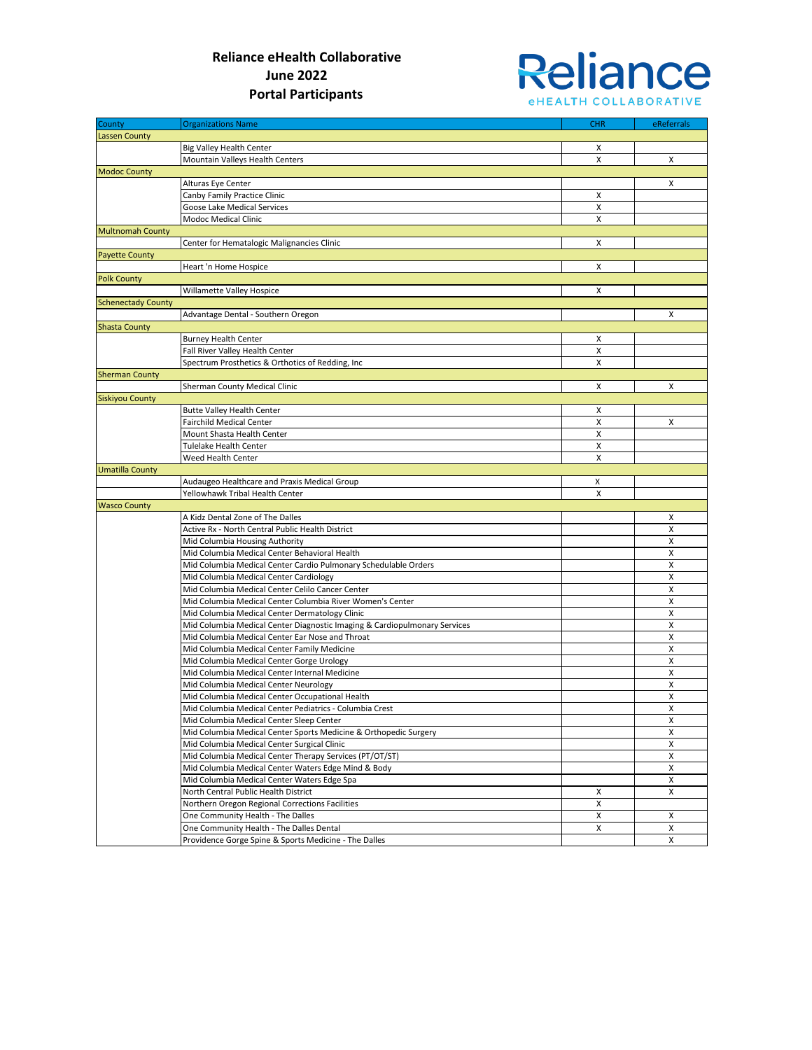**Reliance eHealth Collaborative**
**June 2022**
**Portal Participants**

Reliance eHEALTH COLLABORATIVE

| County | Organizations Name | CHR | eReferrals |
|---|---|---|---|
| Lassen County | | | |
| | Big Valley Health Center | X | |
| | Mountain Valleys Health Centers | X | X |
| Modoc County | | | |
| | Alturas Eye Center | | X |
| | Canby Family Practice Clinic | X | |
| | Goose Lake Medical Services | X | |
| | Modoc Medical Clinic | X | |
| Multnomah County | | | |
| | Center for Hematalogic Malignancies Clinic | X | |
| Payette County | | | |
| | Heart 'n Home Hospice | X | |
| Polk County | | | |
| | Willamette Valley Hospice | X | |
| Schenectady County | | | |
| | Advantage Dental - Southern Oregon | | X |
| Shasta County | | | |
| | Burney Health Center | X | |
| | Fall River Valley Health Center | X | |
| | Spectrum Prosthetics & Orthotics of Redding, Inc | X | |
| Sherman County | | | |
| | Sherman County Medical Clinic | X | X |
| Siskiyou County | | | |
| | Butte Valley Health Center | X | |
| | Fairchild Medical Center | X | X |
| | Mount Shasta Health Center | X | |
| | Tulelake Health Center | X | |
| | Weed Health Center | X | |
| Umatilla County | | | |
| | Audaugeo Healthcare and Praxis Medical Group | X | |
| | Yellowhawk Tribal Health Center | X | |
| Wasco County | | | |
| | A Kidz Dental Zone of The Dalles | | X |
| | Active Rx - North Central Public Health District | | X |
| | Mid Columbia Housing Authority | | X |
| | Mid Columbia Medical Center Behavioral Health | | X |
| | Mid Columbia Medical Center Cardio Pulmonary Schedulable Orders | | X |
| | Mid Columbia Medical Center Cardiology | | X |
| | Mid Columbia Medical Center Celilo Cancer Center | | X |
| | Mid Columbia Medical Center Columbia River Women's Center | | X |
| | Mid Columbia Medical Center Dermatology Clinic | | X |
| | Mid Columbia Medical Center Diagnostic Imaging & Cardiopulmonary Services | | X |
| | Mid Columbia Medical Center Ear Nose and Throat | | X |
| | Mid Columbia Medical Center Family Medicine | | X |
| | Mid Columbia Medical Center Gorge Urology | | X |
| | Mid Columbia Medical Center Internal Medicine | | X |
| | Mid Columbia Medical Center Neurology | | X |
| | Mid Columbia Medical Center Occupational Health | | X |
| | Mid Columbia Medical Center Pediatrics - Columbia Crest | | X |
| | Mid Columbia Medical Center Sleep Center | | X |
| | Mid Columbia Medical Center Sports Medicine & Orthopedic Surgery | | X |
| | Mid Columbia Medical Center Surgical Clinic | | X |
| | Mid Columbia Medical Center Therapy Services (PT/OT/ST) | | X |
| | Mid Columbia Medical Center Waters Edge Mind & Body | | X |
| | Mid Columbia Medical Center Waters Edge Spa | | X |
| | North Central Public Health District | X | X |
| | Northern Oregon Regional Corrections Facilities | X | |
| | One Community Health - The Dalles | X | X |
| | One Community Health - The Dalles Dental | X | X |
| | Providence Gorge Spine & Sports Medicine - The Dalles | | X |